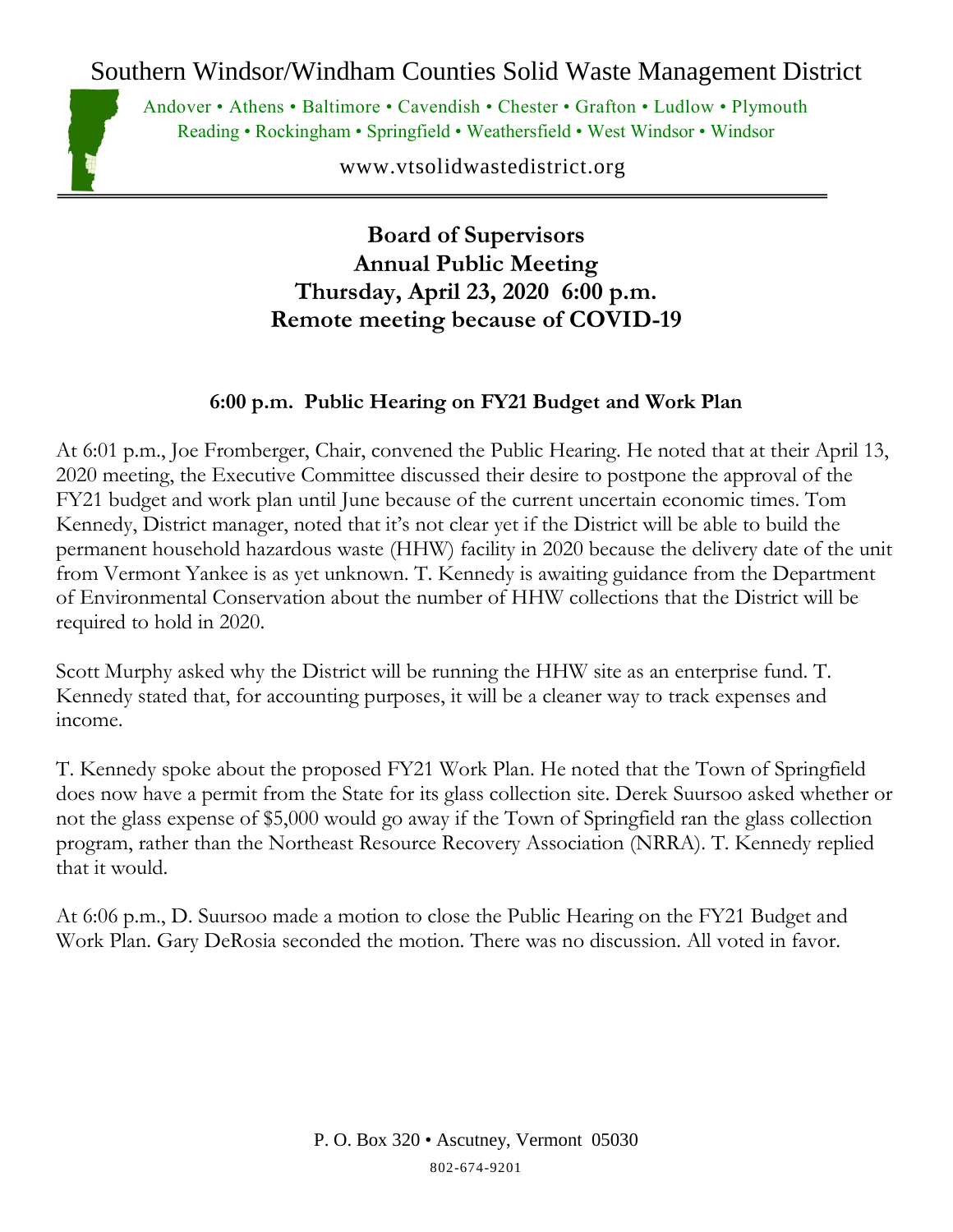# Southern Windsor/Windham Counties Solid Waste Management District

Andover • Athens • Baltimore • Cavendish • Chester • Grafton • Ludlow • Plymouth
Reading • Rockingham • Springfield • Weathersfield • West Windsor • Windsor

www.vtsolidwastedistrict.org

## Board of Supervisors
## Annual Public Meeting
## Thursday, April 23, 2020 6:00 p.m.
## Remote meeting because of COVID-19

### 6:00 p.m. Public Hearing on FY21 Budget and Work Plan

At 6:01 p.m., Joe Fromberger, Chair, convened the Public Hearing. He noted that at their April 13, 2020 meeting, the Executive Committee discussed their desire to postpone the approval of the FY21 budget and work plan until June because of the current uncertain economic times. Tom Kennedy, District manager, noted that it's not clear yet if the District will be able to build the permanent household hazardous waste (HHW) facility in 2020 because the delivery date of the unit from Vermont Yankee is as yet unknown. T. Kennedy is awaiting guidance from the Department of Environmental Conservation about the number of HHW collections that the District will be required to hold in 2020.

Scott Murphy asked why the District will be running the HHW site as an enterprise fund. T. Kennedy stated that, for accounting purposes, it will be a cleaner way to track expenses and income.

T. Kennedy spoke about the proposed FY21 Work Plan. He noted that the Town of Springfield does now have a permit from the State for its glass collection site. Derek Suursoo asked whether or not the glass expense of $5,000 would go away if the Town of Springfield ran the glass collection program, rather than the Northeast Resource Recovery Association (NRRA). T. Kennedy replied that it would.

At 6:06 p.m., D. Suursoo made a motion to close the Public Hearing on the FY21 Budget and Work Plan. Gary DeRosia seconded the motion. There was no discussion. All voted in favor.

P. O. Box 320 • Ascutney, Vermont 05030
802-674-9201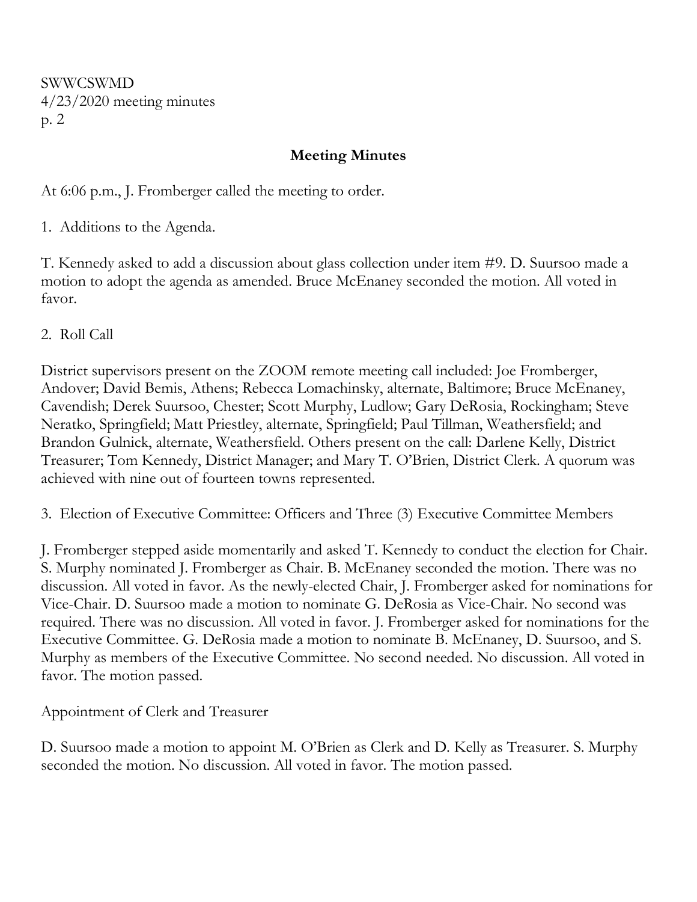## Meeting Minutes

At 6:06 p.m., J. Fromberger called the meeting to order.

1. Additions to the Agenda.

T. Kennedy asked to add a discussion about glass collection under item #9. D. Suursoo made a motion to adopt the agenda as amended. Bruce McEnaney seconded the motion. All voted in favor.

2. Roll Call

District supervisors present on the ZOOM remote meeting call included: Joe Fromberger, Andover; David Bemis, Athens; Rebecca Lomachinsky, alternate, Baltimore; Bruce McEnaney, Cavendish; Derek Suursoo, Chester; Scott Murphy, Ludlow; Gary DeRosia, Rockingham; Steve Neratko, Springfield; Matt Priestley, alternate, Springfield; Paul Tillman, Weathersfield; and Brandon Gulnick, alternate, Weathersfield. Others present on the call: Darlene Kelly, District Treasurer; Tom Kennedy, District Manager; and Mary T. O'Brien, District Clerk. A quorum was achieved with nine out of fourteen towns represented.

3. Election of Executive Committee: Officers and Three (3) Executive Committee Members

J. Fromberger stepped aside momentarily and asked T. Kennedy to conduct the election for Chair. S. Murphy nominated J. Fromberger as Chair. B. McEnaney seconded the motion. There was no discussion. All voted in favor. As the newly-elected Chair, J. Fromberger asked for nominations for Vice-Chair. D. Suursoo made a motion to nominate G. DeRosia as Vice-Chair. No second was required. There was no discussion. All voted in favor. J. Fromberger asked for nominations for the Executive Committee. G. DeRosia made a motion to nominate B. McEnaney, D. Suursoo, and S. Murphy as members of the Executive Committee. No second needed. No discussion. All voted in favor. The motion passed.

Appointment of Clerk and Treasurer

D. Suursoo made a motion to appoint M. O'Brien as Clerk and D. Kelly as Treasurer. S. Murphy seconded the motion. No discussion. All voted in favor. The motion passed.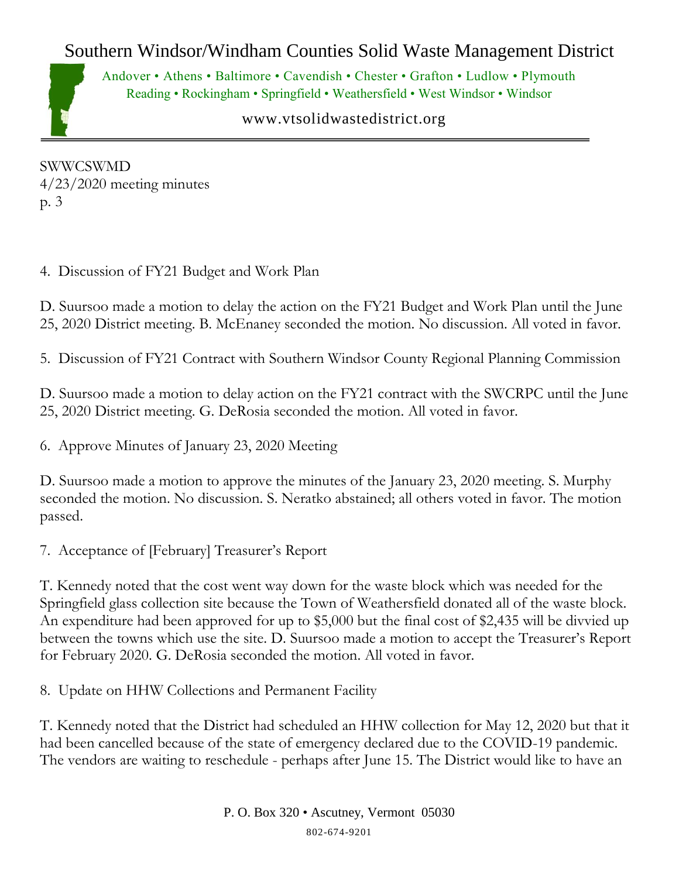SWWCSWMD
4/23/2020 meeting minutes
p. 3

4. Discussion of FY21 Budget and Work Plan

D. Suursoo made a motion to delay the action on the FY21 Budget and Work Plan until the June 25, 2020 District meeting. B. McEnaney seconded the motion. No discussion. All voted in favor.

5. Discussion of FY21 Contract with Southern Windsor County Regional Planning Commission

D. Suursoo made a motion to delay action on the FY21 contract with the SWCRPC until the June 25, 2020 District meeting. G. DeRosia seconded the motion. All voted in favor.

6. Approve Minutes of January 23, 2020 Meeting

D. Suursoo made a motion to approve the minutes of the January 23, 2020 meeting. S. Murphy seconded the motion. No discussion. S. Neratko abstained; all others voted in favor. The motion passed.

7. Acceptance of [February] Treasurer's Report

T. Kennedy noted that the cost went way down for the waste block which was needed for the Springfield glass collection site because the Town of Weathersfield donated all of the waste block. An expenditure had been approved for up to $5,000 but the final cost of $2,435 will be divvied up between the towns which use the site. D. Suursoo made a motion to accept the Treasurer's Report for February 2020. G. DeRosia seconded the motion. All voted in favor.

8. Update on HHW Collections and Permanent Facility

T. Kennedy noted that the District had scheduled an HHW collection for May 12, 2020 but that it had been cancelled because of the state of emergency declared due to the COVID-19 pandemic. The vendors are waiting to reschedule - perhaps after June 15. The District would like to have an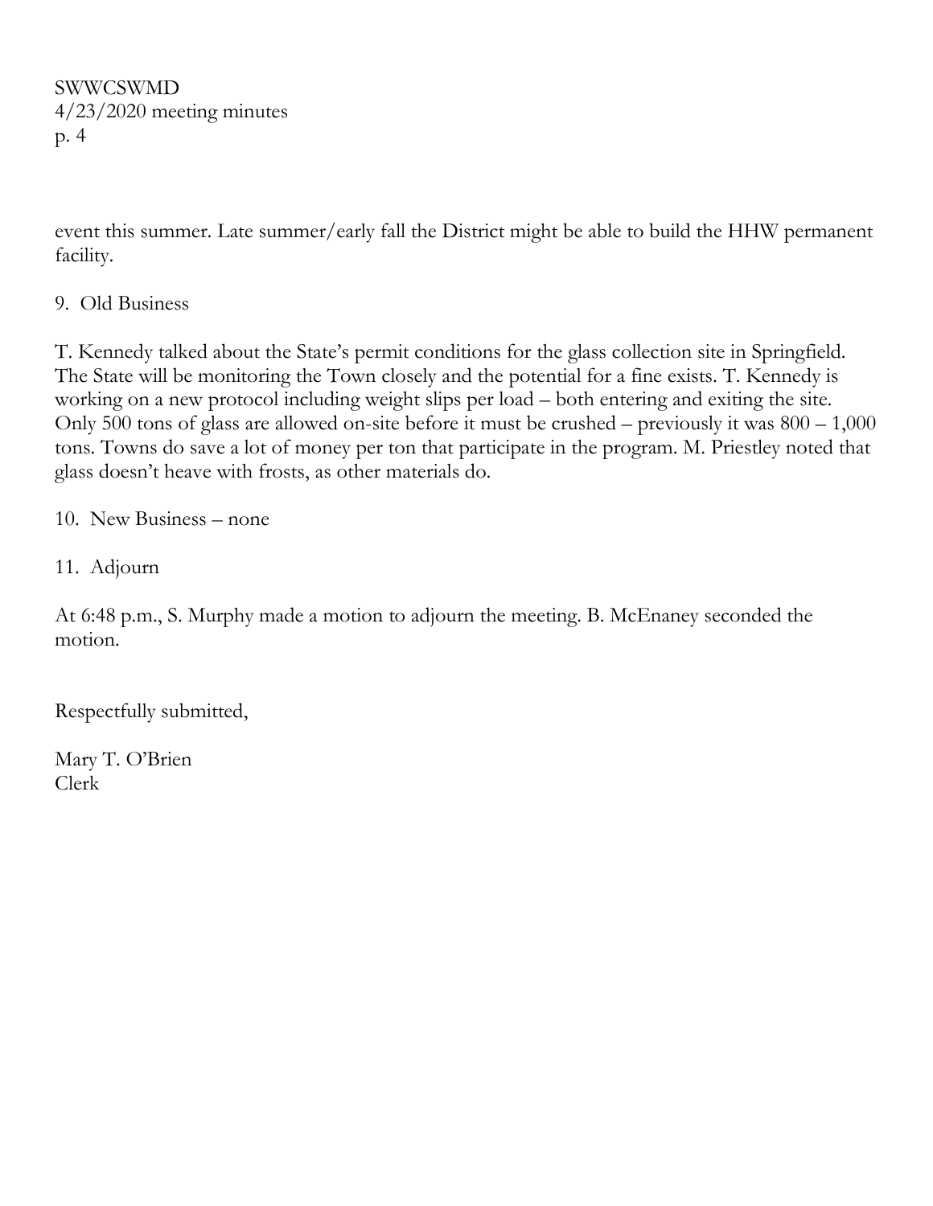event this summer. Late summer/early fall the District might be able to build the HHW permanent facility.

9. Old Business

T. Kennedy talked about the State's permit conditions for the glass collection site in Springfield. The State will be monitoring the Town closely and the potential for a fine exists. T. Kennedy is working on a new protocol including weight slips per load – both entering and exiting the site. Only 500 tons of glass are allowed on-site before it must be crushed – previously it was 800 – 1,000 tons. Towns do save a lot of money per ton that participate in the program. M. Priestley noted that glass doesn't heave with frosts, as other materials do.

10. New Business – none

11. Adjourn

At 6:48 p.m., S. Murphy made a motion to adjourn the meeting. B. McEnaney seconded the motion.

Respectfully submitted,

Mary T. O'Brien
Clerk